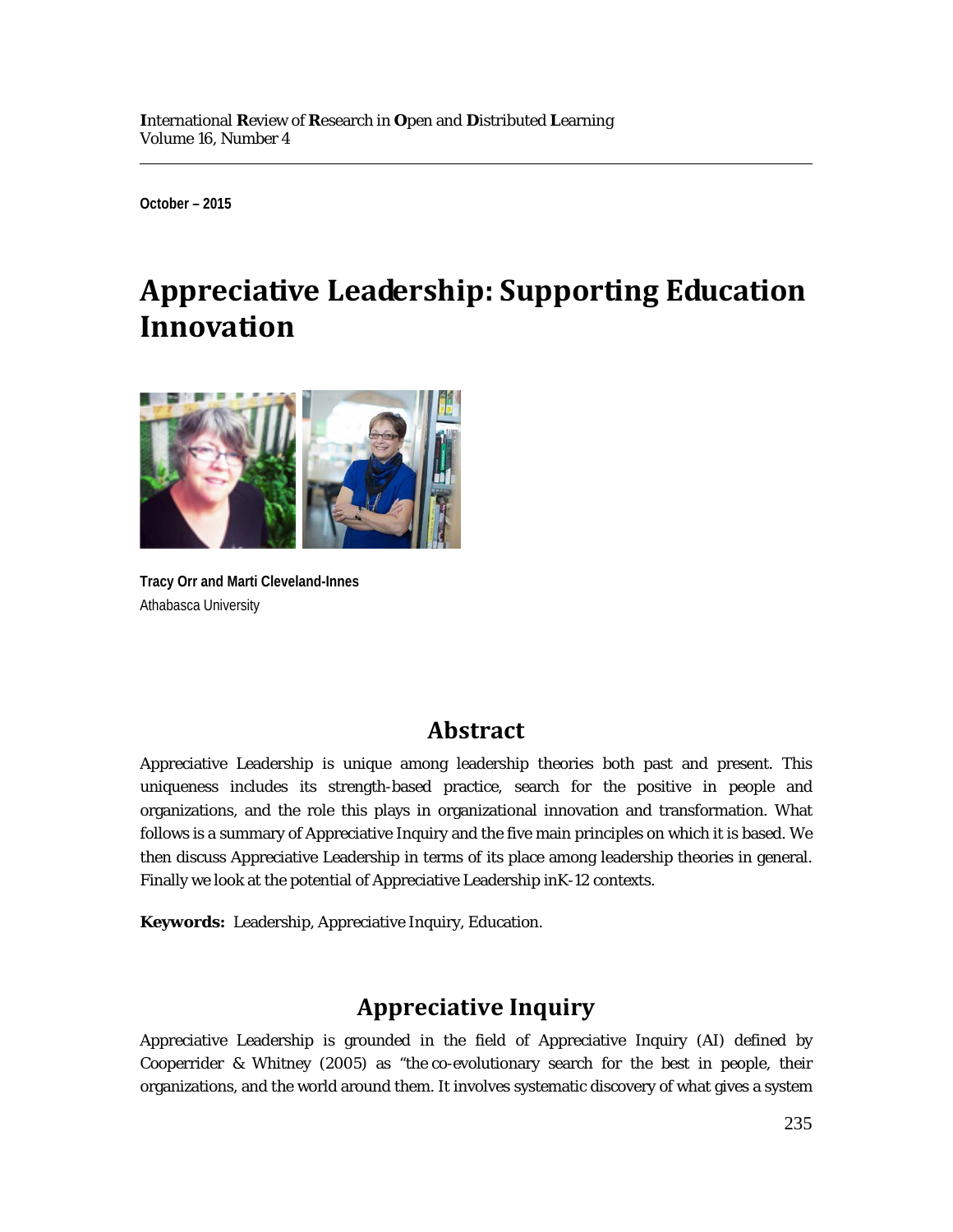October – 2015

# Appreciative Leadership: Supporting Education Innovation

**Tracy Orr and Marti Cleveland-Innes**
Athabasca University

## Abstract

Appreciative Leadership is unique among leadership theories both past and present. This uniqueness includes its strength-based practice, search for the positive in people and organizations, and the role this plays in organizational innovation and transformation. What follows is a summary of Appreciative Inquiry and the five main principles on which it is based. We then discuss Appreciative Leadership in terms of its place among leadership theories in general. Finally we look at the potential of Appreciative Leadership inK-12 contexts.

**Keywords:** Leadership, Appreciative Inquiry, Education.

## Appreciative Inquiry

Appreciative Leadership is grounded in the field of Appreciative Inquiry (AI) defined by Cooperrider & Whitney (2005) as "the co-evolutionary search for the best in people, their organizations, and the world around them. It involves systematic discovery of what gives a system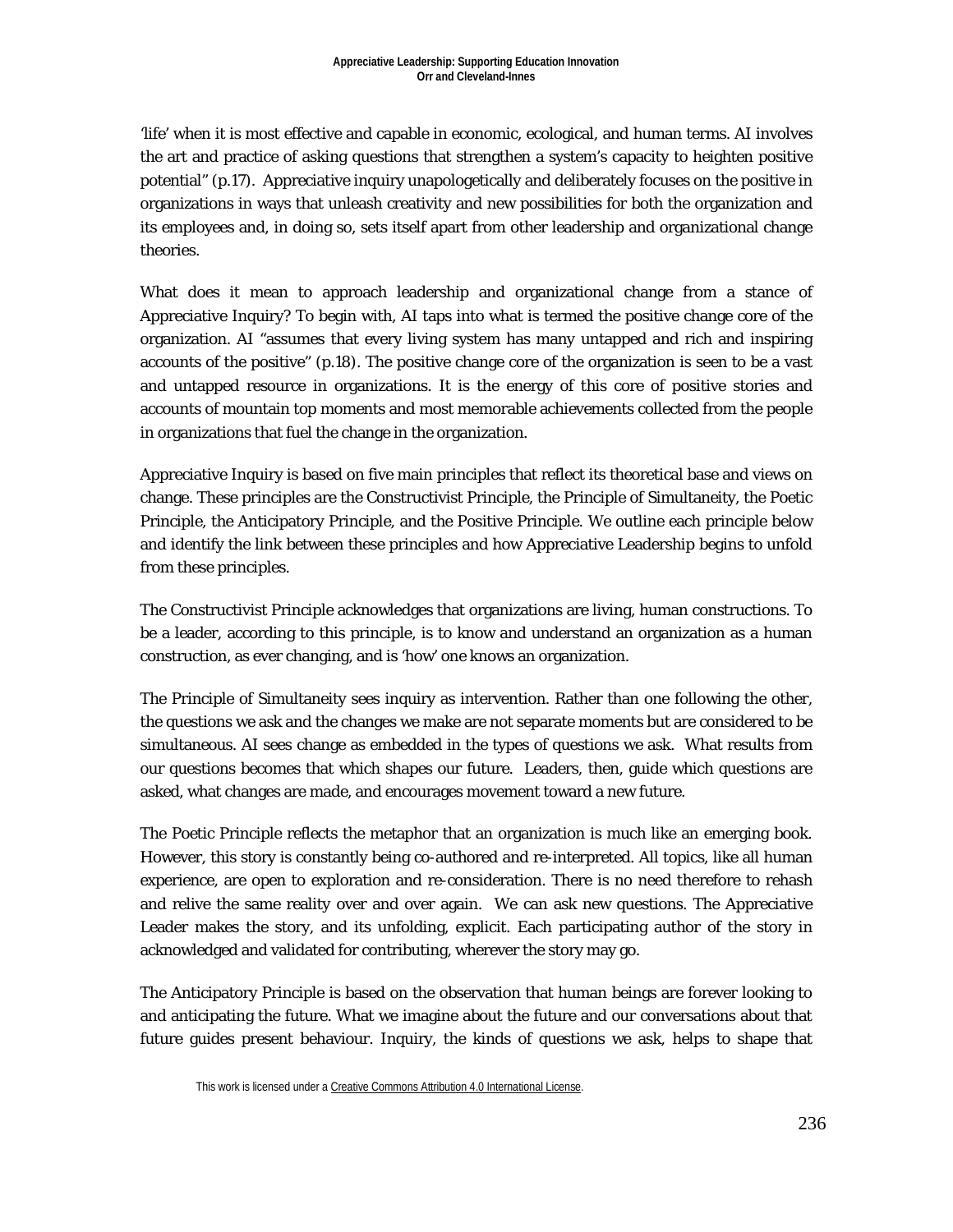'life' when it is most effective and capable in economic, ecological, and human terms. AI involves the art and practice of asking questions that strengthen a system's capacity to heighten positive potential" (p.17). Appreciative inquiry unapologetically and deliberately focuses on the positive in organizations in ways that unleash creativity and new possibilities for both the organization and its employees and, in doing so, sets itself apart from other leadership and organizational change theories.

What does it mean to approach leadership and organizational change from a stance of Appreciative Inquiry? To begin with, AI taps into what is termed the positive change core of the organization. AI "assumes that every living system has many untapped and rich and inspiring accounts of the positive" (p.18). The positive change core of the organization is seen to be a vast and untapped resource in organizations. It is the energy of this core of positive stories and accounts of mountain top moments and most memorable achievements collected from the people in organizations that fuel the change in the organization.

Appreciative Inquiry is based on five main principles that reflect its theoretical base and views on change. These principles are the Constructivist Principle, the Principle of Simultaneity, the Poetic Principle, the Anticipatory Principle, and the Positive Principle. We outline each principle below and identify the link between these principles and how Appreciative Leadership begins to unfold from these principles.

The Constructivist Principle acknowledges that organizations are living, human constructions. To be a leader, according to this principle, is to know and understand an organization as a human construction, as ever changing, and is 'how' one knows an organization.

The Principle of Simultaneity sees inquiry as intervention. Rather than one following the other, the questions we ask and the changes we make are not separate moments but are considered to be simultaneous. AI sees change as embedded in the types of questions we ask. What results from our questions becomes that which shapes our future. Leaders, then, guide which questions are asked, what changes are made, and encourages movement toward a new future.

The Poetic Principle reflects the metaphor that an organization is much like an emerging book. However, this story is constantly being co-authored and re-interpreted. All topics, like all human experience, are open to exploration and re-consideration. There is no need therefore to rehash and relive the same reality over and over again. We can ask new questions. The Appreciative Leader makes the story, and its unfolding, explicit. Each participating author of the story in acknowledged and validated for contributing, wherever the story may go.

The Anticipatory Principle is based on the observation that human beings are forever looking to and anticipating the future. What we imagine about the future and our conversations about that future guides present behaviour. Inquiry, the kinds of questions we ask, helps to shape that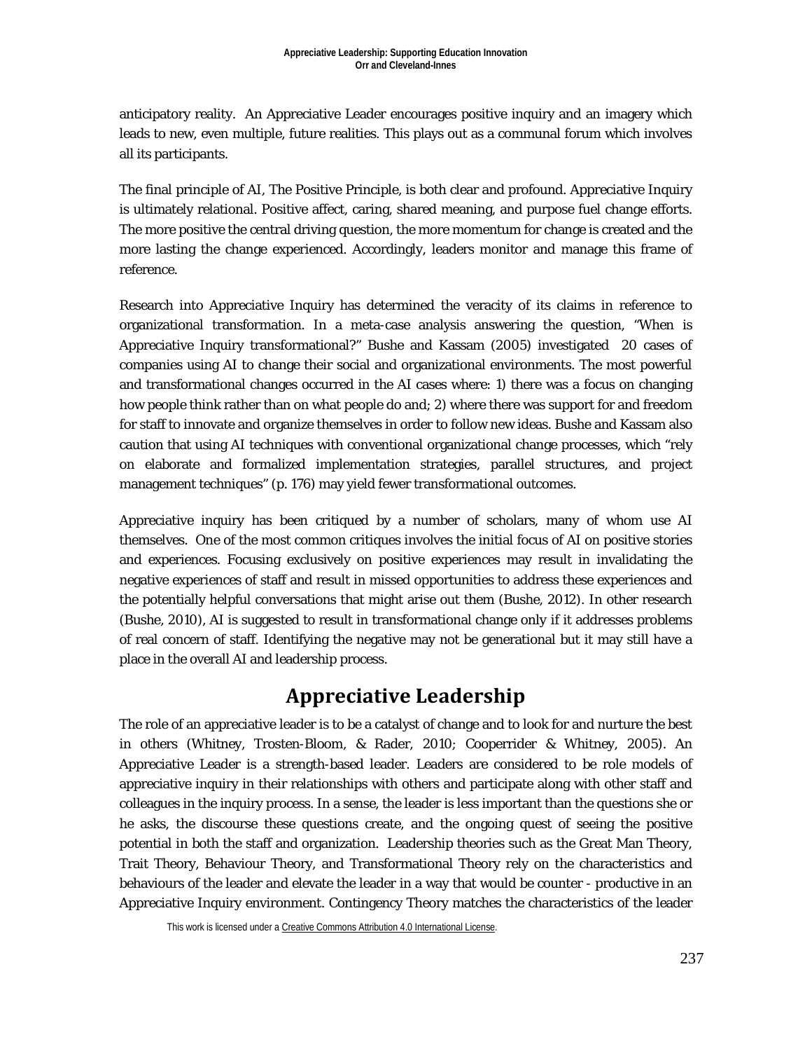anticipatory reality. An Appreciative Leader encourages positive inquiry and an imagery which leads to new, even multiple, future realities. This plays out as a communal forum which involves all its participants.

The final principle of AI, The Positive Principle, is both clear and profound. Appreciative Inquiry is ultimately relational. Positive affect, caring, shared meaning, and purpose fuel change efforts. The more positive the central driving question, the more momentum for change is created and the more lasting the change experienced. Accordingly, leaders monitor and manage this frame of reference.

Research into Appreciative Inquiry has determined the veracity of its claims in reference to organizational transformation. In a meta-case analysis answering the question, "When is Appreciative Inquiry transformational?" Bushe and Kassam (2005) investigated 20 cases of companies using AI to change their social and organizational environments. The most powerful and transformational changes occurred in the AI cases where: 1) there was a focus on changing how people think rather than on what people do and; 2) where there was support for and freedom for staff to innovate and organize themselves in order to follow new ideas. Bushe and Kassam also caution that using AI techniques with conventional organizational change processes, which "rely on elaborate and formalized implementation strategies, parallel structures, and project management techniques" (p. 176) may yield fewer transformational outcomes.

Appreciative inquiry has been critiqued by a number of scholars, many of whom use AI themselves. One of the most common critiques involves the initial focus of AI on positive stories and experiences. Focusing exclusively on positive experiences may result in invalidating the negative experiences of staff and result in missed opportunities to address these experiences and the potentially helpful conversations that might arise out them (Bushe, 2012). In other research (Bushe, 2010), AI is suggested to result in transformational change only if it addresses problems of real concern of staff. Identifying the negative may not be generational but it may still have a place in the overall AI and leadership process.

# Appreciative Leadership

The role of an appreciative leader is to be a catalyst of change and to look for and nurture the best in others (Whitney, Trosten-Bloom, & Rader, 2010; Cooperrider & Whitney, 2005). An Appreciative Leader is a strength-based leader. Leaders are considered to be role models of appreciative inquiry in their relationships with others and participate along with other staff and colleagues in the inquiry process. In a sense, the leader is less important than the questions she or he asks, the discourse these questions create, and the ongoing quest of seeing the positive potential in both the staff and organization. Leadership theories such as the Great Man Theory, Trait Theory, Behaviour Theory, and Transformational Theory rely on the characteristics and behaviours of the leader and elevate the leader in a way that would be counter - productive in an Appreciative Inquiry environment. Contingency Theory matches the characteristics of the leader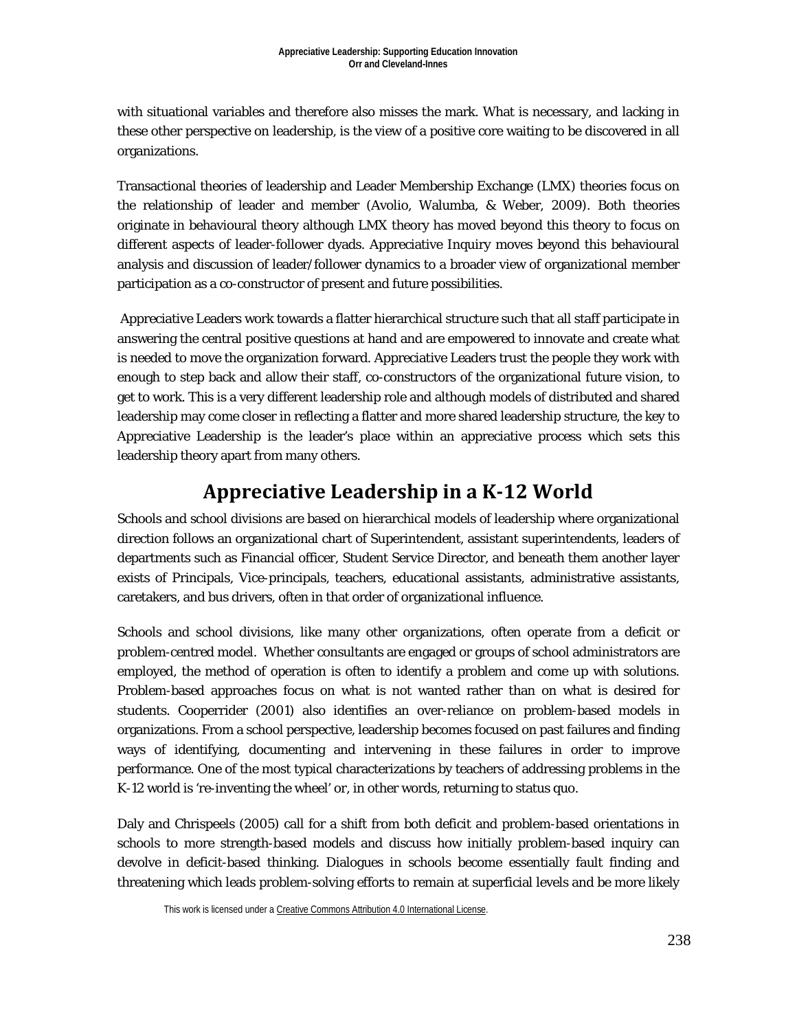with situational variables and therefore also misses the mark. What is necessary, and lacking in these other perspective on leadership, is the view of a positive core waiting to be discovered in all organizations.

Transactional theories of leadership and Leader Membership Exchange (LMX) theories focus on the relationship of leader and member (Avolio, Walumba, & Weber, 2009). Both theories originate in behavioural theory although LMX theory has moved beyond this theory to focus on different aspects of leader-follower dyads. Appreciative Inquiry moves beyond this behavioural analysis and discussion of leader/follower dynamics to a broader view of organizational member participation as a co-constructor of present and future possibilities.

Appreciative Leaders work towards a flatter hierarchical structure such that all staff participate in answering the central positive questions at hand and are empowered to innovate and create what is needed to move the organization forward. Appreciative Leaders trust the people they work with enough to step back and allow their staff, co-constructors of the organizational future vision, to get to work. This is a very different leadership role and although models of distributed and shared leadership may come closer in reflecting a flatter and more shared leadership structure, the key to Appreciative Leadership is the leader's place within an appreciative process which sets this leadership theory apart from many others.

## Appreciative Leadership in a K-12 World

Schools and school divisions are based on hierarchical models of leadership where organizational direction follows an organizational chart of Superintendent, assistant superintendents, leaders of departments such as Financial officer, Student Service Director, and beneath them another layer exists of Principals, Vice-principals, teachers, educational assistants, administrative assistants, caretakers, and bus drivers, often in that order of organizational influence.

Schools and school divisions, like many other organizations, often operate from a deficit or problem-centred model. Whether consultants are engaged or groups of school administrators are employed, the method of operation is often to identify a problem and come up with solutions. Problem-based approaches focus on what is not wanted rather than on what is desired for students. Cooperrider (2001) also identifies an over-reliance on problem-based models in organizations. From a school perspective, leadership becomes focused on past failures and finding ways of identifying, documenting and intervening in these failures in order to improve performance. One of the most typical characterizations by teachers of addressing problems in the K-12 world is 're-inventing the wheel' or, in other words, returning to status quo.

Daly and Chrispeels (2005) call for a shift from both deficit and problem-based orientations in schools to more strength-based models and discuss how initially problem-based inquiry can devolve in deficit-based thinking. Dialogues in schools become essentially fault finding and threatening which leads problem-solving efforts to remain at superficial levels and be more likely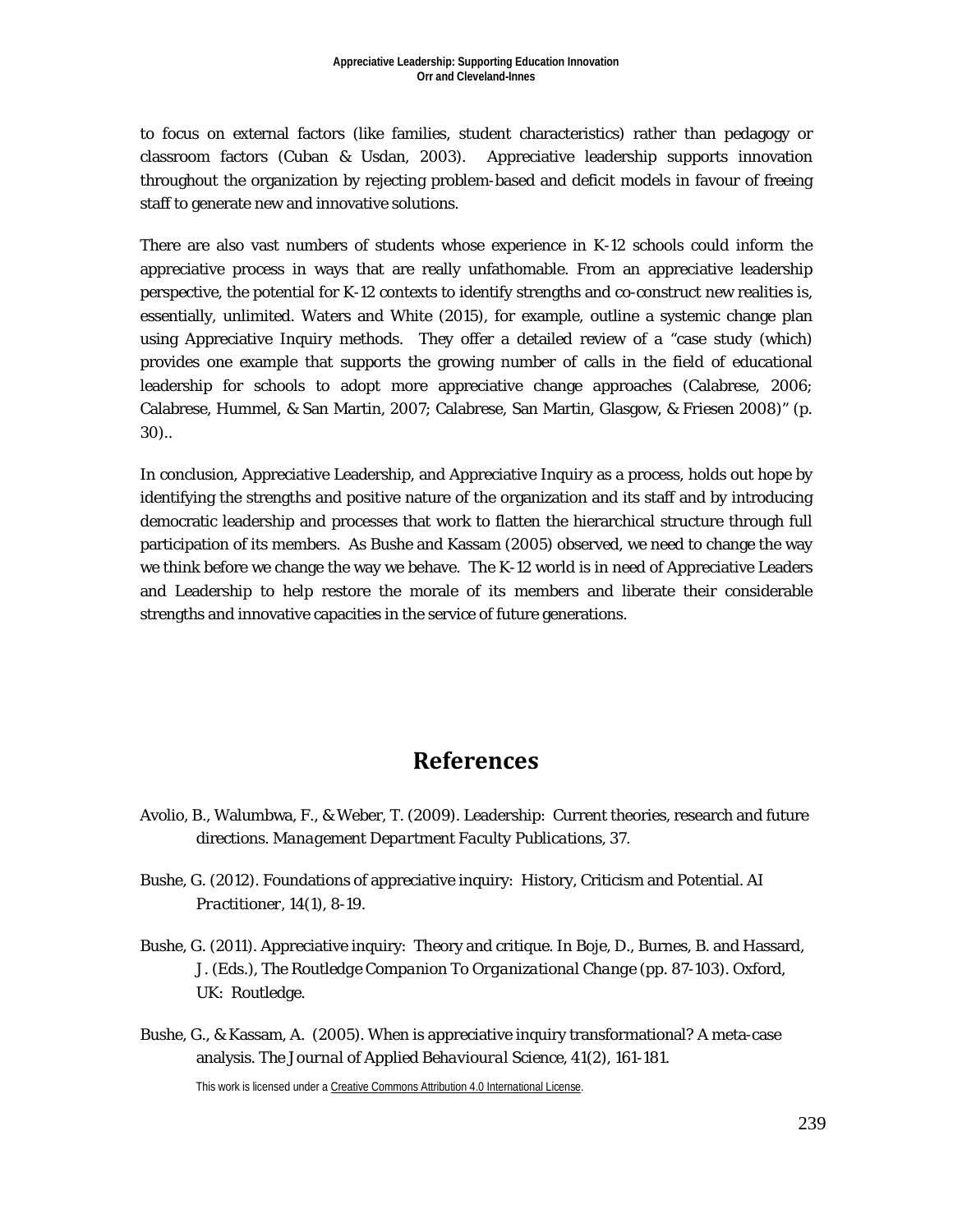to focus on external factors (like families, student characteristics) rather than pedagogy or classroom factors (Cuban & Usdan, 2003). Appreciative leadership supports innovation throughout the organization by rejecting problem-based and deficit models in favour of freeing staff to generate new and innovative solutions.

There are also vast numbers of students whose experience in K-12 schools could inform the appreciative process in ways that are really unfathomable. From an appreciative leadership perspective, the potential for K-12 contexts to identify strengths and co-construct new realities is, essentially, unlimited. Waters and White (2015), for example, outline a systemic change plan using Appreciative Inquiry methods. They offer a detailed review of a "case study (which) provides one example that supports the growing number of calls in the field of educational leadership for schools to adopt more appreciative change approaches (Calabrese, 2006; Calabrese, Hummel, & San Martin, 2007; Calabrese, San Martin, Glasgow, & Friesen 2008)" (p. 30)..

In conclusion, Appreciative Leadership, and Appreciative Inquiry as a process, holds out hope by identifying the strengths and positive nature of the organization and its staff and by introducing democratic leadership and processes that work to flatten the hierarchical structure through full participation of its members. As Bushe and Kassam (2005) observed, we need to change the way we think before we change the way we behave. The K-12 world is in need of Appreciative Leaders and Leadership to help restore the morale of its members and liberate their considerable strengths and innovative capacities in the service of future generations.

## References

Avolio, B., Walumbwa, F., & Weber, T. (2009). Leadership: Current theories, research and future directions. *Management Department Faculty Publications*, 37.

Bushe, G. (2012). Foundations of appreciative inquiry: History, Criticism and Potential. *AI Practitioner, 14*(1), 8-19.

Bushe, G. (2011). Appreciative inquiry: Theory and critique. In Boje, D., Burnes, B. and Hassard, J. (Eds.), *The Routledge Companion To Organizational Change* (pp. 87-103). Oxford, UK: Routledge.

Bushe, G., & Kassam, A. (2005). When is appreciative inquiry transformational? A meta-case analysis. *The Journal of Applied Behavioural Science, 41*(2), 161-181.

This work is licensed under a Creative Commons Attribution 4.0 International License.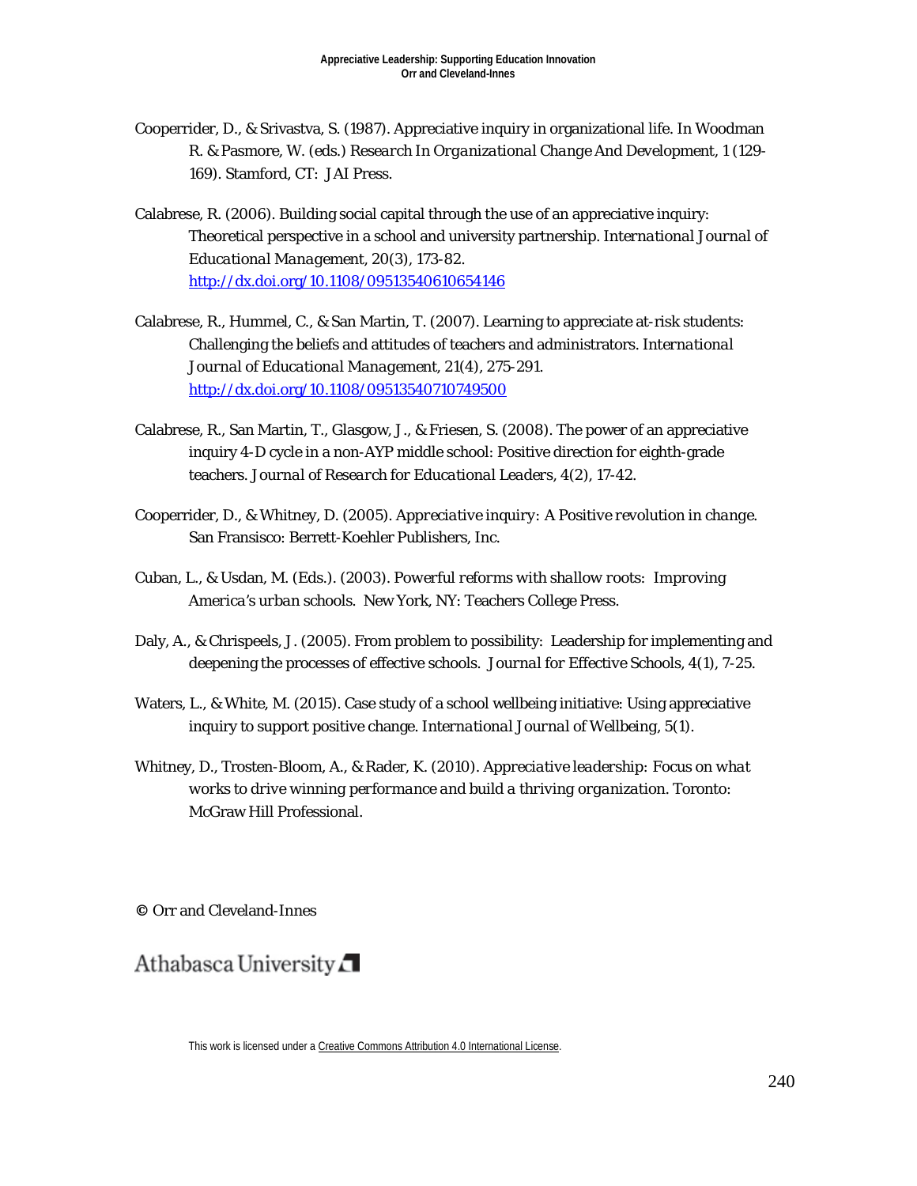Cooperrider, D., & Srivastva, S. (1987). Appreciative inquiry in organizational life. In Woodman R. & Pasmore, W. (eds.) *Research In Organizational Change And Development*, 1 (129-169). Stamford, CT: JAI Press.

Calabrese, R. (2006). Building social capital through the use of an appreciative inquiry: Theoretical perspective in a school and university partnership. *International Journal of Educational Management*, 20(3), 173-82. http://dx.doi.org/10.1108/09513540610654146

Calabrese, R., Hummel, C., & San Martin, T. (2007). Learning to appreciate at-risk students: Challenging the beliefs and attitudes of teachers and administrators. *International Journal of Educational Management*, 21(4), 275-291. http://dx.doi.org/10.1108/09513540710749500

Calabrese, R., San Martin, T., Glasgow, J., & Friesen, S. (2008). The power of an appreciative inquiry 4-D cycle in a non-AYP middle school: Positive direction for eighth-grade teachers. *Journal of Research for Educational Leaders*, 4(2), 17-42.

Cooperrider, D., & Whitney, D. (2005). *Appreciative inquiry: A Positive revolution in change.* San Fransisco: Berrett-Koehler Publishers, Inc.

Cuban, L., & Usdan, M. (Eds.). (2003). *Powerful reforms with shallow roots: Improving America's urban schools.* New York, NY: Teachers College Press.

Daly, A., & Chrispeels, J. (2005). From problem to possibility: Leadership for implementing and deepening the processes of effective schools. *Journal for Effective Schools*, 4(1), 7-25.

Waters, L., & White, M. (2015). Case study of a school wellbeing initiative: Using appreciative inquiry to support positive change. *International Journal of Wellbeing*, 5(1).

Whitney, D., Trosten-Bloom, A., & Rader, K. (2010). *Appreciative leadership: Focus on what works to drive winning performance and build a thriving organization.* Toronto: McGraw Hill Professional.

© Orr and Cleveland-Innes

Athabasca University

This work is licensed under a Creative Commons Attribution 4.0 International License.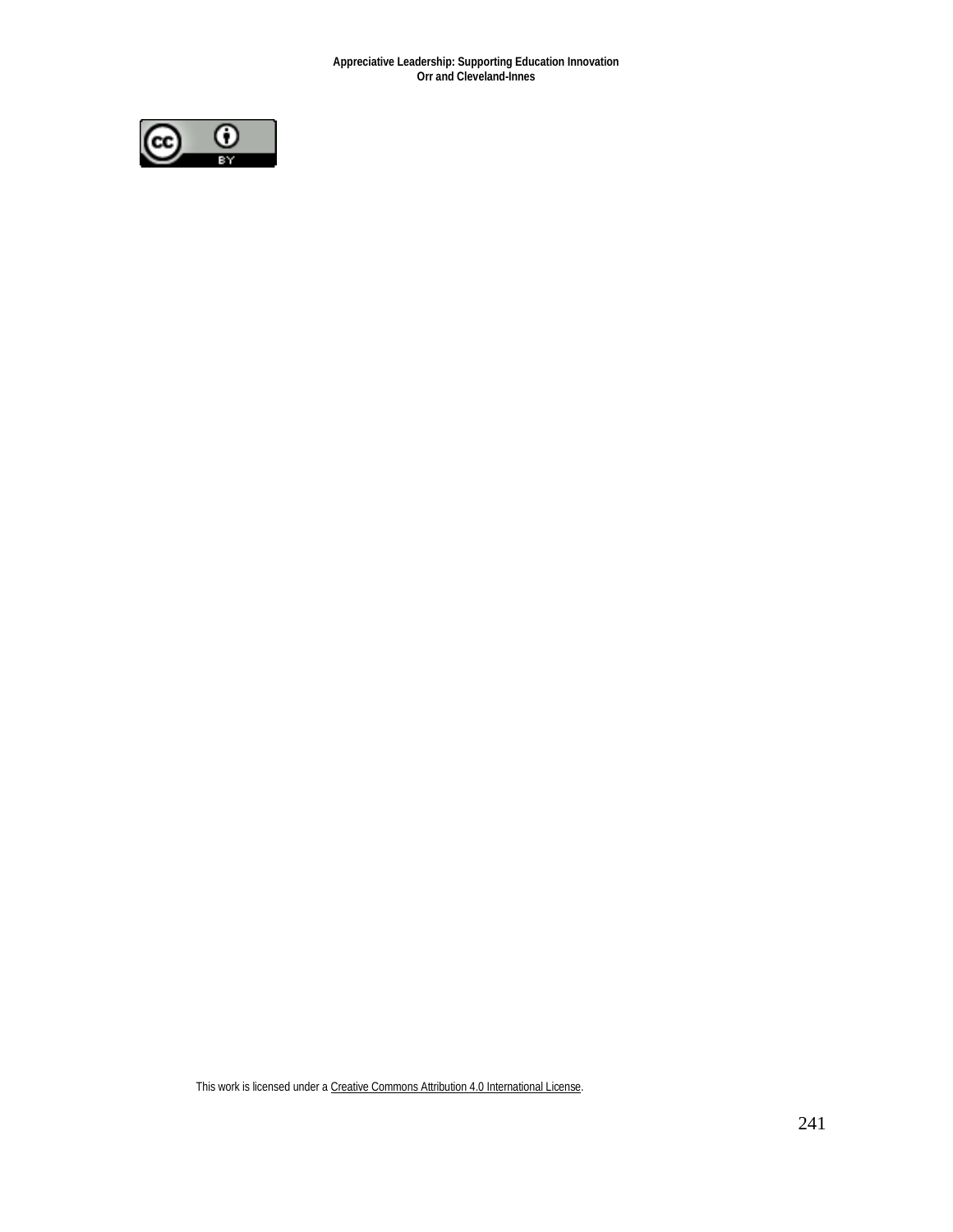This work is licensed under a Creative Commons Attribution 4.0 International License.